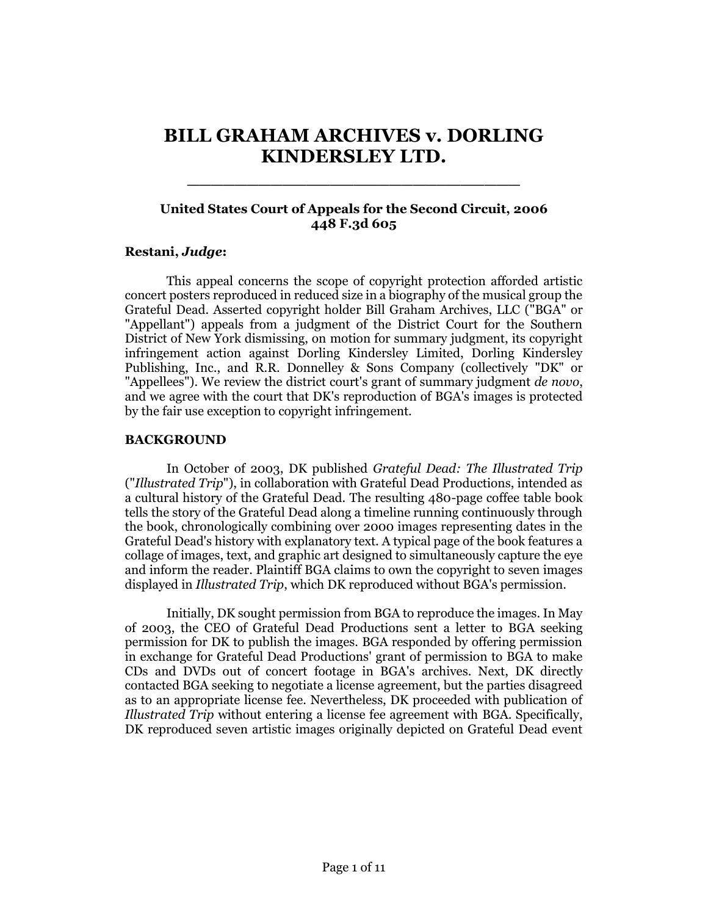# BILL GRAHAM ARCHIVES v. DORLING KINDERSLEY LTD.

---

**United States Court of Appeals for the Second Circuit, 2006**
**448 F.3d 605**

**Restani, *Judge*:**

This appeal concerns the scope of copyright protection afforded artistic concert posters reproduced in reduced size in a biography of the musical group the Grateful Dead. Asserted copyright holder Bill Graham Archives, LLC ("BGA" or "Appellant") appeals from a judgment of the District Court for the Southern District of New York dismissing, on motion for summary judgment, its copyright infringement action against Dorling Kindersley Limited, Dorling Kindersley Publishing, Inc., and R.R. Donnelley & Sons Company (collectively "DK" or "Appellees"). We review the district court's grant of summary judgment *de novo*, and we agree with the court that DK's reproduction of BGA's images is protected by the fair use exception to copyright infringement.

**BACKGROUND**

In October of 2003, DK published *Grateful Dead: The Illustrated Trip* ("*Illustrated Trip*"), in collaboration with Grateful Dead Productions, intended as a cultural history of the Grateful Dead. The resulting 480-page coffee table book tells the story of the Grateful Dead along a timeline running continuously through the book, chronologically combining over 2000 images representing dates in the Grateful Dead's history with explanatory text. A typical page of the book features a collage of images, text, and graphic art designed to simultaneously capture the eye and inform the reader. Plaintiff BGA claims to own the copyright to seven images displayed in *Illustrated Trip*, which DK reproduced without BGA's permission.

Initially, DK sought permission from BGA to reproduce the images. In May of 2003, the CEO of Grateful Dead Productions sent a letter to BGA seeking permission for DK to publish the images. BGA responded by offering permission in exchange for Grateful Dead Productions' grant of permission to BGA to make CDs and DVDs out of concert footage in BGA's archives. Next, DK directly contacted BGA seeking to negotiate a license agreement, but the parties disagreed as to an appropriate license fee. Nevertheless, DK proceeded with publication of *Illustrated Trip* without entering a license fee agreement with BGA. Specifically, DK reproduced seven artistic images originally depicted on Grateful Dead event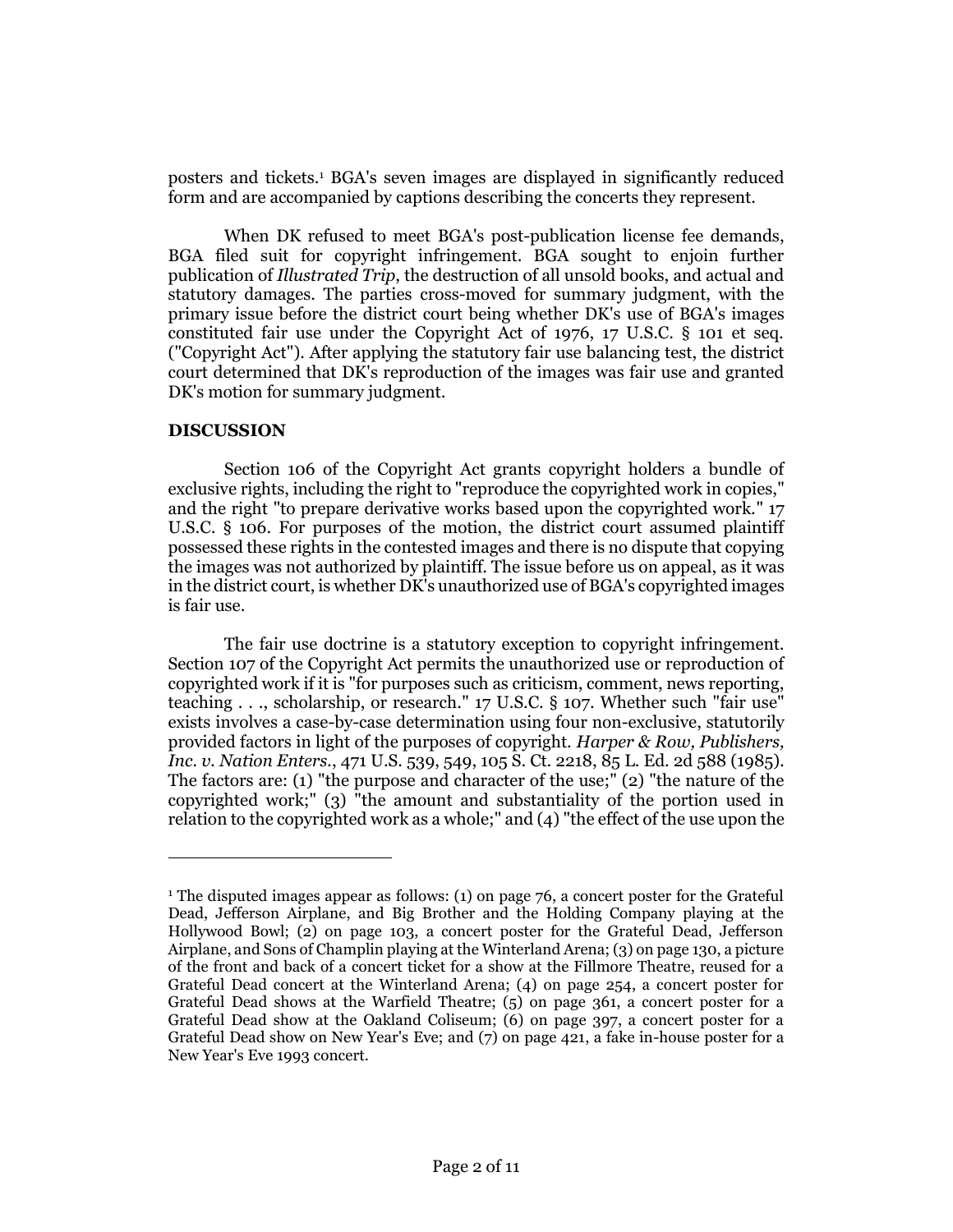posters and tickets.[1] BGA's seven images are displayed in significantly reduced form and are accompanied by captions describing the concerts they represent.

When DK refused to meet BGA's post-publication license fee demands, BGA filed suit for copyright infringement. BGA sought to enjoin further publication of *Illustrated Trip*, the destruction of all unsold books, and actual and statutory damages. The parties cross-moved for summary judgment, with the primary issue before the district court being whether DK's use of BGA's images constituted fair use under the Copyright Act of 1976, 17 U.S.C. § 101 et seq. ("Copyright Act"). After applying the statutory fair use balancing test, the district court determined that DK's reproduction of the images was fair use and granted DK's motion for summary judgment.

## DISCUSSION

Section 106 of the Copyright Act grants copyright holders a bundle of exclusive rights, including the right to "reproduce the copyrighted work in copies," and the right "to prepare derivative works based upon the copyrighted work." 17 U.S.C. § 106. For purposes of the motion, the district court assumed plaintiff possessed these rights in the contested images and there is no dispute that copying the images was not authorized by plaintiff. The issue before us on appeal, as it was in the district court, is whether DK's unauthorized use of BGA's copyrighted images is fair use.

The fair use doctrine is a statutory exception to copyright infringement. Section 107 of the Copyright Act permits the unauthorized use or reproduction of copyrighted work if it is "for purposes such as criticism, comment, news reporting, teaching . . ., scholarship, or research." 17 U.S.C. § 107. Whether such "fair use" exists involves a case-by-case determination using four non-exclusive, statutorily provided factors in light of the purposes of copyright. *Harper & Row, Publishers, Inc. v. Nation Enters.*, 471 U.S. 539, 549, 105 S. Ct. 2218, 85 L. Ed. 2d 588 (1985). The factors are: (1) "the purpose and character of the use;" (2) "the nature of the copyrighted work;" (3) "the amount and substantiality of the portion used in relation to the copyrighted work as a whole;" and (4) "the effect of the use upon the

---

[1] The disputed images appear as follows: (1) on page 76, a concert poster for the Grateful Dead, Jefferson Airplane, and Big Brother and the Holding Company playing at the Hollywood Bowl; (2) on page 103, a concert poster for the Grateful Dead, Jefferson Airplane, and Sons of Champlin playing at the Winterland Arena; (3) on page 130, a picture of the front and back of a concert ticket for a show at the Fillmore Theatre, reused for a Grateful Dead concert at the Winterland Arena; (4) on page 254, a concert poster for Grateful Dead shows at the Warfield Theatre; (5) on page 361, a concert poster for a Grateful Dead show at the Oakland Coliseum; (6) on page 397, a concert poster for a Grateful Dead show on New Year's Eve; and (7) on page 421, a fake in-house poster for a New Year's Eve 1993 concert.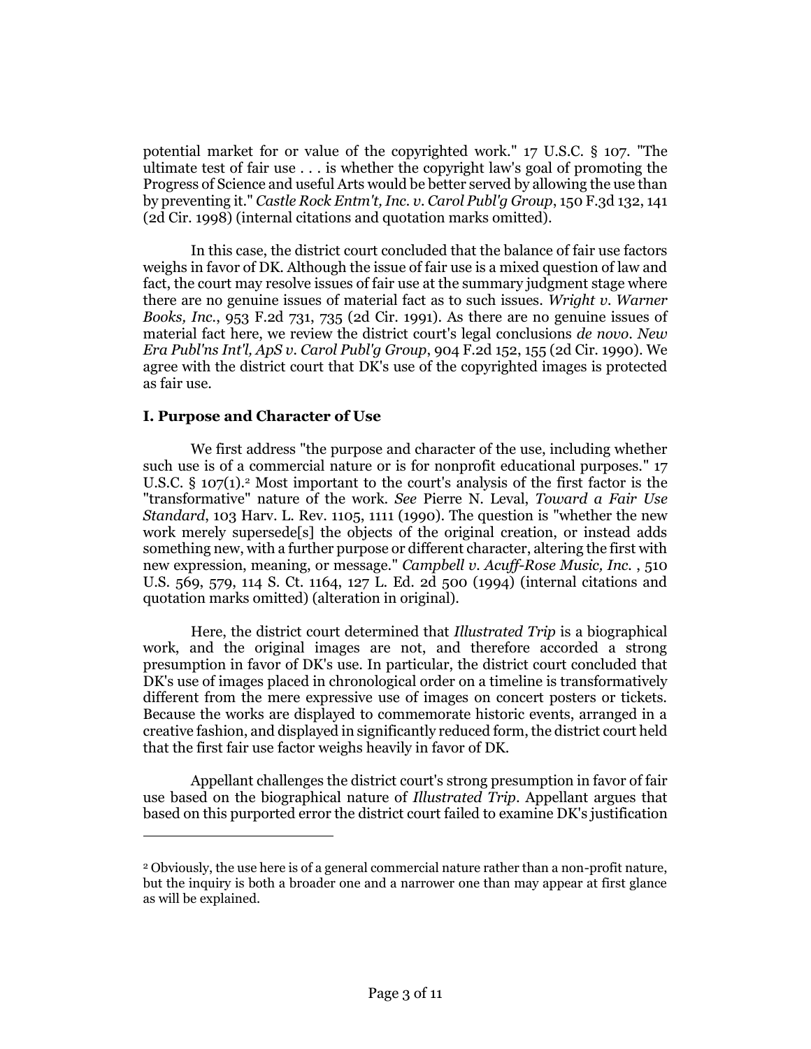potential market for or value of the copyrighted work." 17 U.S.C. § 107. "The ultimate test of fair use . . . is whether the copyright law's goal of promoting the Progress of Science and useful Arts would be better served by allowing the use than by preventing it." *Castle Rock Entm't, Inc. v. Carol Publ'g Group*, 150 F.3d 132, 141 (2d Cir. 1998) (internal citations and quotation marks omitted).

In this case, the district court concluded that the balance of fair use factors weighs in favor of DK. Although the issue of fair use is a mixed question of law and fact, the court may resolve issues of fair use at the summary judgment stage where there are no genuine issues of material fact as to such issues. *Wright v. Warner Books, Inc.*, 953 F.2d 731, 735 (2d Cir. 1991). As there are no genuine issues of material fact here, we review the district court's legal conclusions *de novo*. *New Era Publ'ns Int'l, ApS v. Carol Publ'g Group*, 904 F.2d 152, 155 (2d Cir. 1990). We agree with the district court that DK's use of the copyrighted images is protected as fair use.

### I. Purpose and Character of Use

We first address "the purpose and character of the use, including whether such use is of a commercial nature or is for nonprofit educational purposes." 17 U.S.C. § 107(1).[2] Most important to the court's analysis of the first factor is the "transformative" nature of the work. *See* Pierre N. Leval, *Toward a Fair Use Standard*, 103 Harv. L. Rev. 1105, 1111 (1990). The question is "whether the new work merely supersede[s] the objects of the original creation, or instead adds something new, with a further purpose or different character, altering the first with new expression, meaning, or message." *Campbell v. Acuff-Rose Music, Inc.* , 510 U.S. 569, 579, 114 S. Ct. 1164, 127 L. Ed. 2d 500 (1994) (internal citations and quotation marks omitted) (alteration in original).

Here, the district court determined that *Illustrated Trip* is a biographical work, and the original images are not, and therefore accorded a strong presumption in favor of DK's use. In particular, the district court concluded that DK's use of images placed in chronological order on a timeline is transformatively different from the mere expressive use of images on concert posters or tickets. Because the works are displayed to commemorate historic events, arranged in a creative fashion, and displayed in significantly reduced form, the district court held that the first fair use factor weighs heavily in favor of DK.

Appellant challenges the district court's strong presumption in favor of fair use based on the biographical nature of *Illustrated Trip*. Appellant argues that based on this purported error the district court failed to examine DK's justification

---

[2] Obviously, the use here is of a general commercial nature rather than a non-profit nature, but the inquiry is both a broader one and a narrower one than may appear at first glance as will be explained.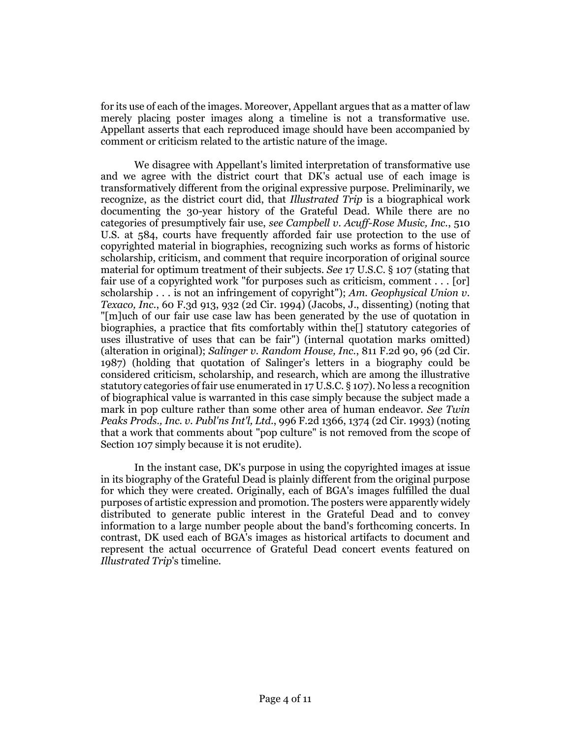for its use of each of the images. Moreover, Appellant argues that as a matter of law merely placing poster images along a timeline is not a transformative use. Appellant asserts that each reproduced image should have been accompanied by comment or criticism related to the artistic nature of the image.

We disagree with Appellant's limited interpretation of transformative use and we agree with the district court that DK's actual use of each image is transformatively different from the original expressive purpose. Preliminarily, we recognize, as the district court did, that *Illustrated Trip* is a biographical work documenting the 30-year history of the Grateful Dead. While there are no categories of presumptively fair use, *see Campbell v. Acuff-Rose Music, Inc.*, 510 U.S. at 584, courts have frequently afforded fair use protection to the use of copyrighted material in biographies, recognizing such works as forms of historic scholarship, criticism, and comment that require incorporation of original source material for optimum treatment of their subjects. *See* 17 U.S.C. § 107 (stating that fair use of a copyrighted work "for purposes such as criticism, comment . . . [or] scholarship . . . is not an infringement of copyright"); *Am. Geophysical Union v. Texaco, Inc.*, 60 F.3d 913, 932 (2d Cir. 1994) (Jacobs, J., dissenting) (noting that "[m]uch of our fair use case law has been generated by the use of quotation in biographies, a practice that fits comfortably within the[] statutory categories of uses illustrative of uses that can be fair") (internal quotation marks omitted) (alteration in original); *Salinger v. Random House, Inc.*, 811 F.2d 90, 96 (2d Cir. 1987) (holding that quotation of Salinger's letters in a biography could be considered criticism, scholarship, and research, which are among the illustrative statutory categories of fair use enumerated in 17 U.S.C. § 107). No less a recognition of biographical value is warranted in this case simply because the subject made a mark in pop culture rather than some other area of human endeavor. *See Twin Peaks Prods., Inc. v. Publ'ns Int'l, Ltd.*, 996 F.2d 1366, 1374 (2d Cir. 1993) (noting that a work that comments about "pop culture" is not removed from the scope of Section 107 simply because it is not erudite).

In the instant case, DK's purpose in using the copyrighted images at issue in its biography of the Grateful Dead is plainly different from the original purpose for which they were created. Originally, each of BGA's images fulfilled the dual purposes of artistic expression and promotion. The posters were apparently widely distributed to generate public interest in the Grateful Dead and to convey information to a large number people about the band's forthcoming concerts. In contrast, DK used each of BGA's images as historical artifacts to document and represent the actual occurrence of Grateful Dead concert events featured on *Illustrated Trip*'s timeline.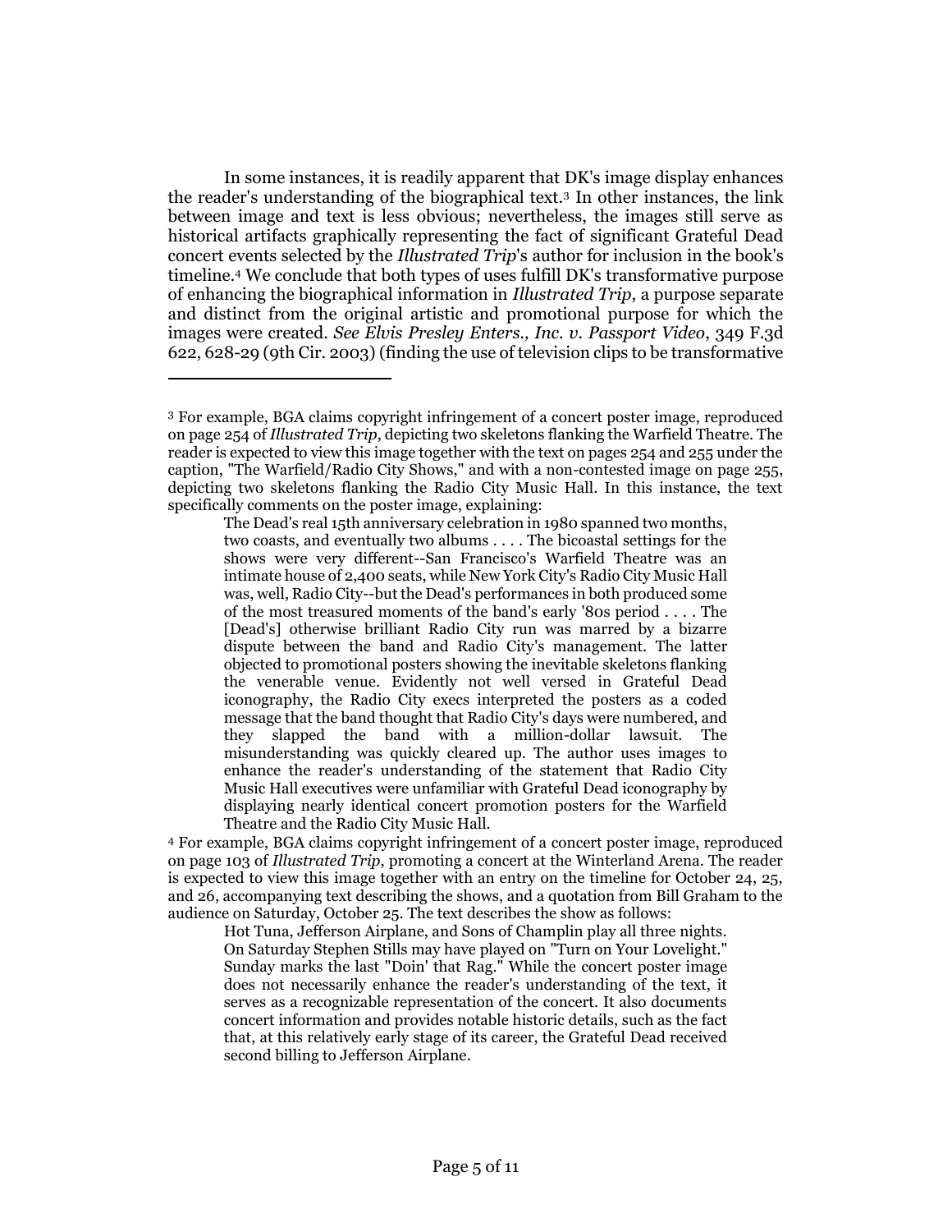In some instances, it is readily apparent that DK's image display enhances the reader's understanding of the biographical text.[3] In other instances, the link between image and text is less obvious; nevertheless, the images still serve as historical artifacts graphically representing the fact of significant Grateful Dead concert events selected by the *Illustrated Trip*'s author for inclusion in the book's timeline.[4] We conclude that both types of uses fulfill DK's transformative purpose of enhancing the biographical information in *Illustrated Trip*, a purpose separate and distinct from the original artistic and promotional purpose for which the images were created. *See Elvis Presley Enters., Inc. v. Passport Video*, 349 F.3d 622, 628-29 (9th Cir. 2003) (finding the use of television clips to be transformative

---

[3] For example, BGA claims copyright infringement of a concert poster image, reproduced on page 254 of *Illustrated Trip*, depicting two skeletons flanking the Warfield Theatre. The reader is expected to view this image together with the text on pages 254 and 255 under the caption, "The Warfield/Radio City Shows," and with a non-contested image on page 255, depicting two skeletons flanking the Radio City Music Hall. In this instance, the text specifically comments on the poster image, explaining:

> The Dead's real 15th anniversary celebration in 1980 spanned two months, two coasts, and eventually two albums . . . . The bicoastal settings for the shows were very different--San Francisco's Warfield Theatre was an intimate house of 2,400 seats, while New York City's Radio City Music Hall was, well, Radio City--but the Dead's performances in both produced some of the most treasured moments of the band's early '80s period . . . . The [Dead's] otherwise brilliant Radio City run was marred by a bizarre dispute between the band and Radio City's management. The latter objected to promotional posters showing the inevitable skeletons flanking the venerable venue. Evidently not well versed in Grateful Dead iconography, the Radio City execs interpreted the posters as a coded message that the band thought that Radio City's days were numbered, and they slapped the band with a million-dollar lawsuit. The misunderstanding was quickly cleared up. The author uses images to enhance the reader's understanding of the statement that Radio City Music Hall executives were unfamiliar with Grateful Dead iconography by displaying nearly identical concert promotion posters for the Warfield Theatre and the Radio City Music Hall.

[4] For example, BGA claims copyright infringement of a concert poster image, reproduced on page 103 of *Illustrated Trip*, promoting a concert at the Winterland Arena. The reader is expected to view this image together with an entry on the timeline for October 24, 25, and 26, accompanying text describing the shows, and a quotation from Bill Graham to the audience on Saturday, October 25. The text describes the show as follows:

> Hot Tuna, Jefferson Airplane, and Sons of Champlin play all three nights. On Saturday Stephen Stills may have played on "Turn on Your Lovelight." Sunday marks the last "Doin' that Rag." While the concert poster image does not necessarily enhance the reader's understanding of the text, it serves as a recognizable representation of the concert. It also documents concert information and provides notable historic details, such as the fact that, at this relatively early stage of its career, the Grateful Dead received second billing to Jefferson Airplane.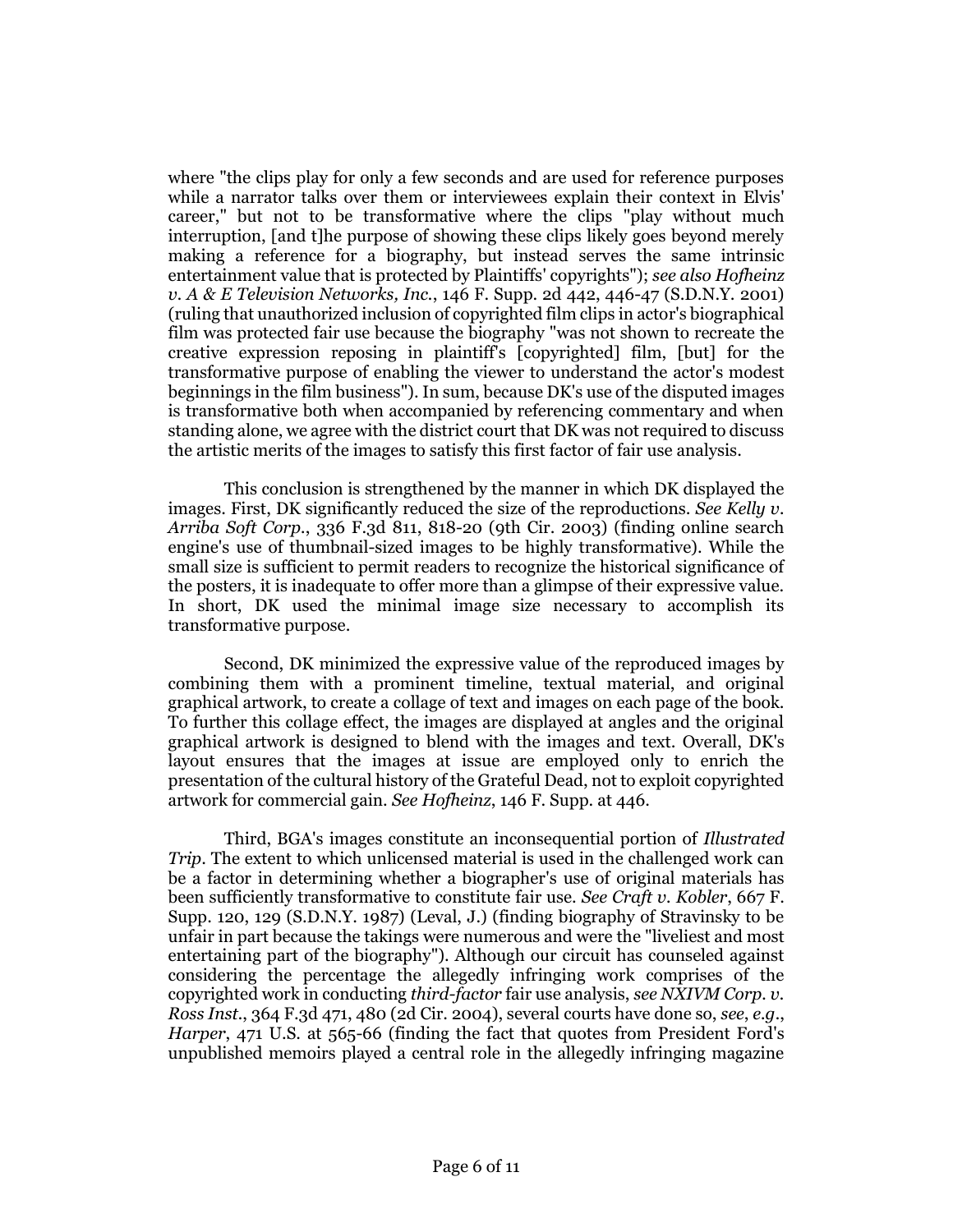where "the clips play for only a few seconds and are used for reference purposes while a narrator talks over them or interviewees explain their context in Elvis' career," but not to be transformative where the clips "play without much interruption, [and t]he purpose of showing these clips likely goes beyond merely making a reference for a biography, but instead serves the same intrinsic entertainment value that is protected by Plaintiffs' copyrights"); *see also Hofheinz v. A & E Television Networks, Inc.*, 146 F. Supp. 2d 442, 446-47 (S.D.N.Y. 2001) (ruling that unauthorized inclusion of copyrighted film clips in actor's biographical film was protected fair use because the biography "was not shown to recreate the creative expression reposing in plaintiff's [copyrighted] film, [but] for the transformative purpose of enabling the viewer to understand the actor's modest beginnings in the film business"). In sum, because DK's use of the disputed images is transformative both when accompanied by referencing commentary and when standing alone, we agree with the district court that DK was not required to discuss the artistic merits of the images to satisfy this first factor of fair use analysis.

This conclusion is strengthened by the manner in which DK displayed the images. First, DK significantly reduced the size of the reproductions. *See Kelly v. Arriba Soft Corp.*, 336 F.3d 811, 818-20 (9th Cir. 2003) (finding online search engine's use of thumbnail-sized images to be highly transformative). While the small size is sufficient to permit readers to recognize the historical significance of the posters, it is inadequate to offer more than a glimpse of their expressive value. In short, DK used the minimal image size necessary to accomplish its transformative purpose.

Second, DK minimized the expressive value of the reproduced images by combining them with a prominent timeline, textual material, and original graphical artwork, to create a collage of text and images on each page of the book. To further this collage effect, the images are displayed at angles and the original graphical artwork is designed to blend with the images and text. Overall, DK's layout ensures that the images at issue are employed only to enrich the presentation of the cultural history of the Grateful Dead, not to exploit copyrighted artwork for commercial gain. *See Hofheinz*, 146 F. Supp. at 446.

Third, BGA's images constitute an inconsequential portion of *Illustrated Trip*. The extent to which unlicensed material is used in the challenged work can be a factor in determining whether a biographer's use of original materials has been sufficiently transformative to constitute fair use. *See Craft v. Kobler*, 667 F. Supp. 120, 129 (S.D.N.Y. 1987) (Leval, J.) (finding biography of Stravinsky to be unfair in part because the takings were numerous and were the "liveliest and most entertaining part of the biography"). Although our circuit has counseled against considering the percentage the allegedly infringing work comprises of the copyrighted work in conducting *third-factor* fair use analysis, *see NXIVM Corp. v. Ross Inst.*, 364 F.3d 471, 480 (2d Cir. 2004), several courts have done so, *see*, *e.g.*, *Harper*, 471 U.S. at 565-66 (finding the fact that quotes from President Ford's unpublished memoirs played a central role in the allegedly infringing magazine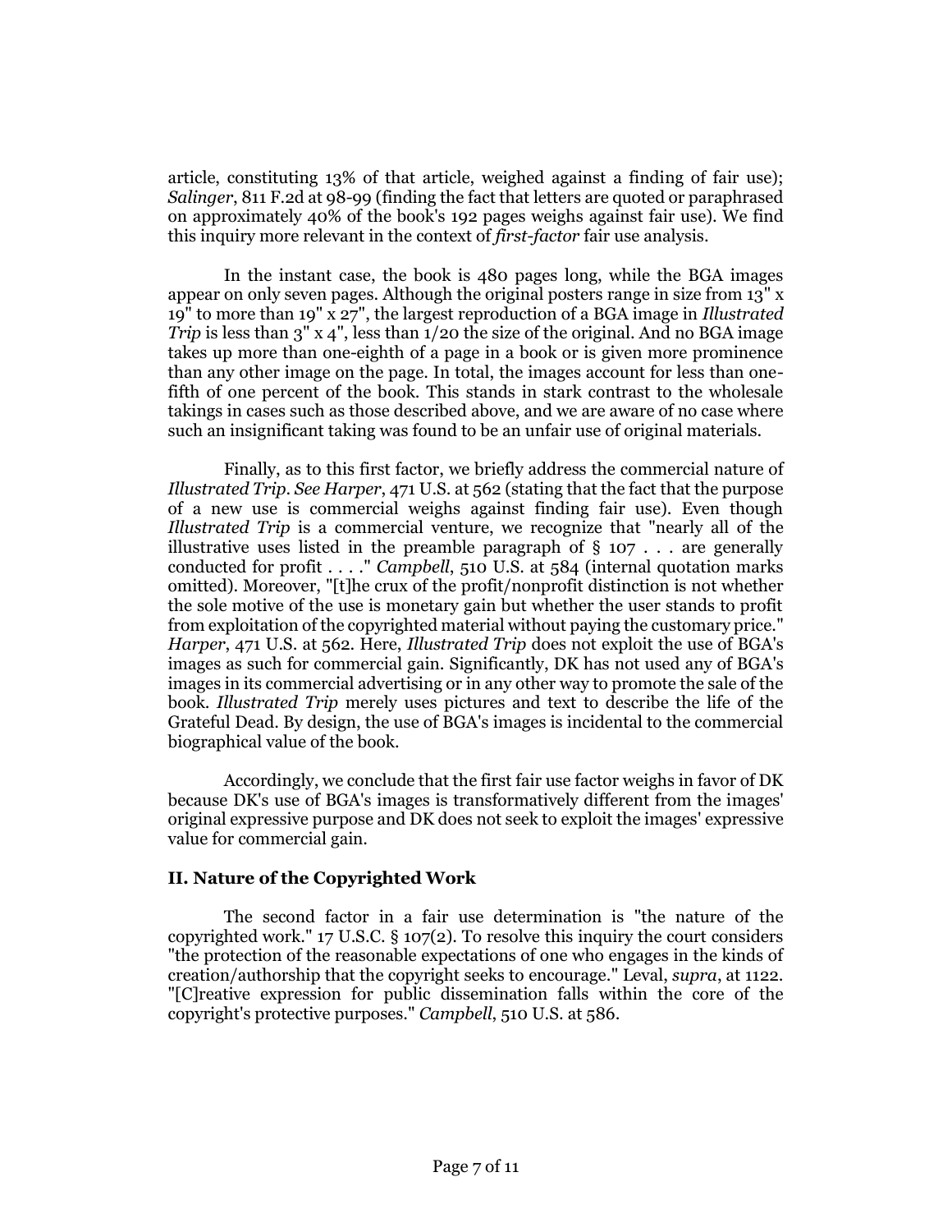article, constituting 13% of that article, weighed against a finding of fair use); *Salinger*, 811 F.2d at 98-99 (finding the fact that letters are quoted or paraphrased on approximately 40% of the book's 192 pages weighs against fair use). We find this inquiry more relevant in the context of ***first-factor*** fair use analysis.

In the instant case, the book is 480 pages long, while the BGA images appear on only seven pages. Although the original posters range in size from 13" x 19" to more than 19" x 27", the largest reproduction of a BGA image in *Illustrated Trip* is less than 3" x 4", less than 1/20 the size of the original. And no BGA image takes up more than one-eighth of a page in a book or is given more prominence than any other image on the page. In total, the images account for less than one-fifth of one percent of the book. This stands in stark contrast to the wholesale takings in cases such as those described above, and we are aware of no case where such an insignificant taking was found to be an unfair use of original materials.

Finally, as to this first factor, we briefly address the commercial nature of *Illustrated Trip*. *See Harper*, 471 U.S. at 562 (stating that the fact that the purpose of a new use is commercial weighs against finding fair use). Even though *Illustrated Trip* is a commercial venture, we recognize that "nearly all of the illustrative uses listed in the preamble paragraph of § 107 . . . are generally conducted for profit . . . ." *Campbell*, 510 U.S. at 584 (internal quotation marks omitted). Moreover, "[t]he crux of the profit/nonprofit distinction is not whether the sole motive of the use is monetary gain but whether the user stands to profit from exploitation of the copyrighted material without paying the customary price." *Harper*, 471 U.S. at 562. Here, *Illustrated Trip* does not exploit the use of BGA's images as such for commercial gain. Significantly, DK has not used any of BGA's images in its commercial advertising or in any other way to promote the sale of the book. *Illustrated Trip* merely uses pictures and text to describe the life of the Grateful Dead. By design, the use of BGA's images is incidental to the commercial biographical value of the book.

Accordingly, we conclude that the first fair use factor weighs in favor of DK because DK's use of BGA's images is transformatively different from the images' original expressive purpose and DK does not seek to exploit the images' expressive value for commercial gain.

### II. Nature of the Copyrighted Work

The second factor in a fair use determination is "the nature of the copyrighted work." 17 U.S.C. § 107(2). To resolve this inquiry the court considers "the protection of the reasonable expectations of one who engages in the kinds of creation/authorship that the copyright seeks to encourage." Leval, *supra*, at 1122. "[C]reative expression for public dissemination falls within the core of the copyright's protective purposes." *Campbell*, 510 U.S. at 586.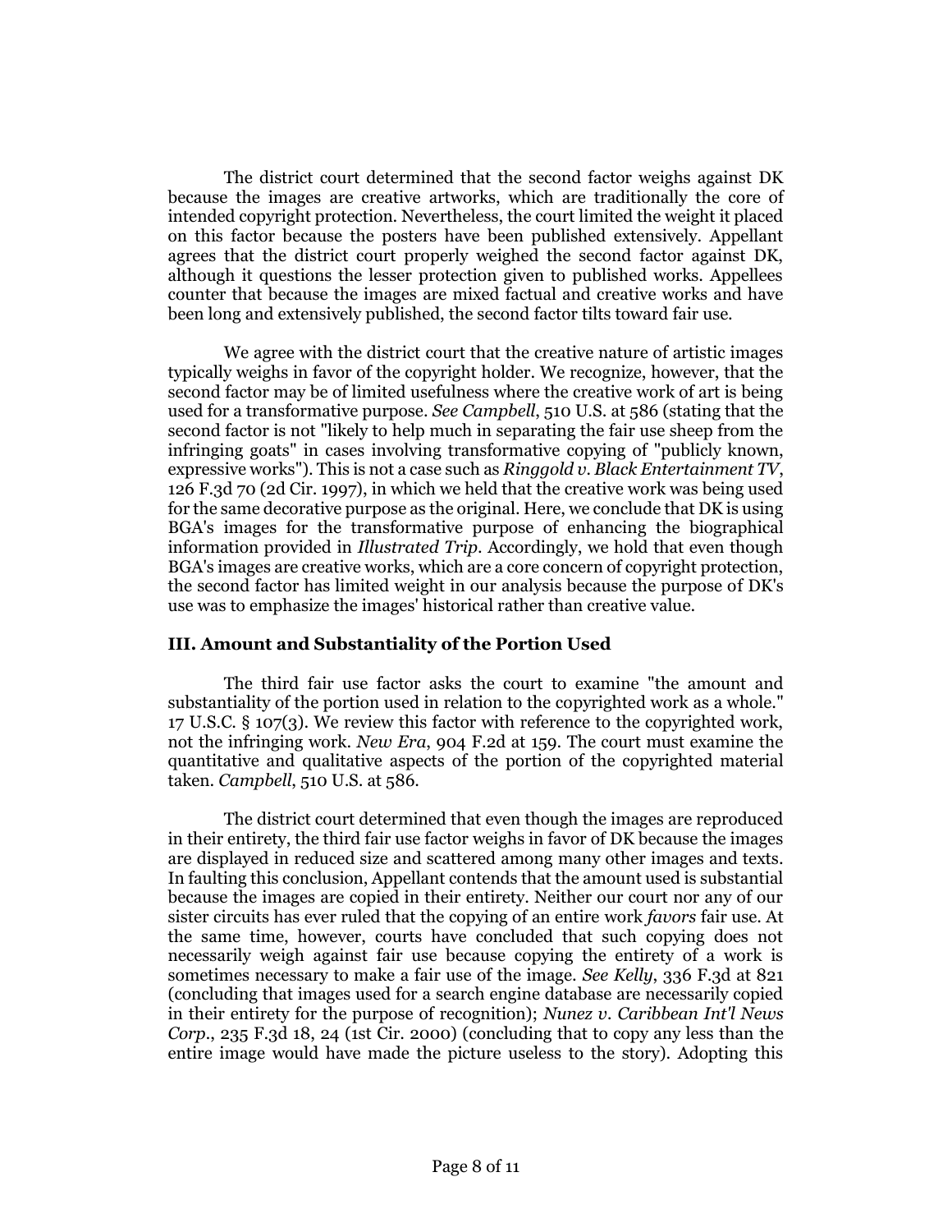The district court determined that the second factor weighs against DK because the images are creative artworks, which are traditionally the core of intended copyright protection. Nevertheless, the court limited the weight it placed on this factor because the posters have been published extensively. Appellant agrees that the district court properly weighed the second factor against DK, although it questions the lesser protection given to published works. Appellees counter that because the images are mixed factual and creative works and have been long and extensively published, the second factor tilts toward fair use.

We agree with the district court that the creative nature of artistic images typically weighs in favor of the copyright holder. We recognize, however, that the second factor may be of limited usefulness where the creative work of art is being used for a transformative purpose. *See Campbell*, 510 U.S. at 586 (stating that the second factor is not "likely to help much in separating the fair use sheep from the infringing goats" in cases involving transformative copying of "publicly known, expressive works"). This is not a case such as *Ringgold v. Black Entertainment TV*, 126 F.3d 70 (2d Cir. 1997), in which we held that the creative work was being used for the same decorative purpose as the original. Here, we conclude that DK is using BGA's images for the transformative purpose of enhancing the biographical information provided in *Illustrated Trip*. Accordingly, we hold that even though BGA's images are creative works, which are a core concern of copyright protection, the second factor has limited weight in our analysis because the purpose of DK's use was to emphasize the images' historical rather than creative value.

### III. Amount and Substantiality of the Portion Used

The third fair use factor asks the court to examine "the amount and substantiality of the portion used in relation to the copyrighted work as a whole." 17 U.S.C. § 107(3). We review this factor with reference to the copyrighted work, not the infringing work. *New Era*, 904 F.2d at 159. The court must examine the quantitative and qualitative aspects of the portion of the copyrighted material taken. *Campbell*, 510 U.S. at 586.

The district court determined that even though the images are reproduced in their entirety, the third fair use factor weighs in favor of DK because the images are displayed in reduced size and scattered among many other images and texts. In faulting this conclusion, Appellant contends that the amount used is substantial because the images are copied in their entirety. Neither our court nor any of our sister circuits has ever ruled that the copying of an entire work *favors* fair use. At the same time, however, courts have concluded that such copying does not necessarily weigh against fair use because copying the entirety of a work is sometimes necessary to make a fair use of the image. *See Kelly*, 336 F.3d at 821 (concluding that images used for a search engine database are necessarily copied in their entirety for the purpose of recognition); *Nunez v. Caribbean Int'l News Corp.*, 235 F.3d 18, 24 (1st Cir. 2000) (concluding that to copy any less than the entire image would have made the picture useless to the story). Adopting this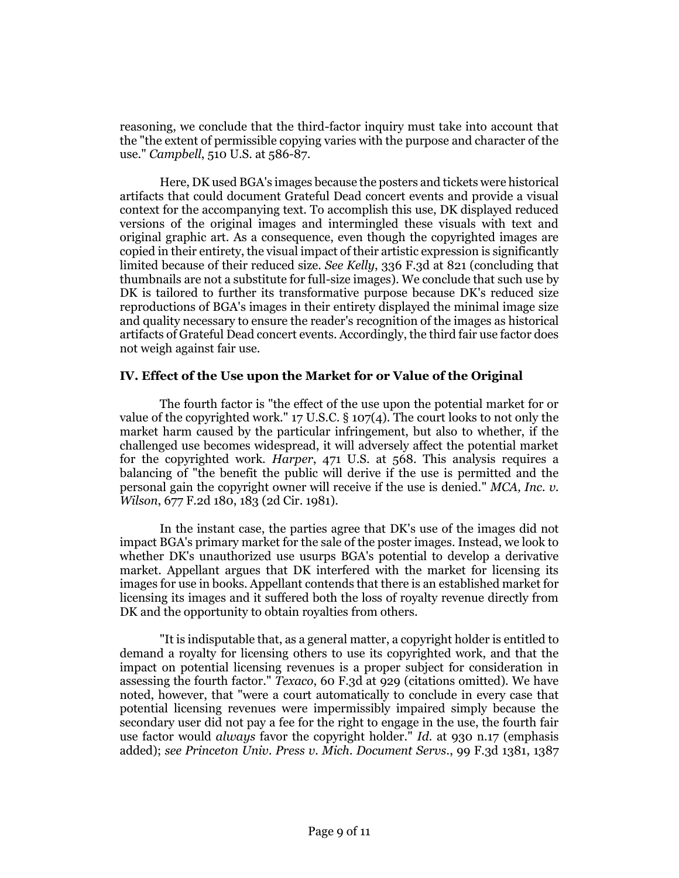reasoning, we conclude that the third-factor inquiry must take into account that the "the extent of permissible copying varies with the purpose and character of the use." *Campbell*, 510 U.S. at 586-87.

Here, DK used BGA's images because the posters and tickets were historical artifacts that could document Grateful Dead concert events and provide a visual context for the accompanying text. To accomplish this use, DK displayed reduced versions of the original images and intermingled these visuals with text and original graphic art. As a consequence, even though the copyrighted images are copied in their entirety, the visual impact of their artistic expression is significantly limited because of their reduced size. *See Kelly*, 336 F.3d at 821 (concluding that thumbnails are not a substitute for full-size images). We conclude that such use by DK is tailored to further its transformative purpose because DK's reduced size reproductions of BGA's images in their entirety displayed the minimal image size and quality necessary to ensure the reader's recognition of the images as historical artifacts of Grateful Dead concert events. Accordingly, the third fair use factor does not weigh against fair use.

## IV. Effect of the Use upon the Market for or Value of the Original

The fourth factor is "the effect of the use upon the potential market for or value of the copyrighted work." 17 U.S.C. § 107(4). The court looks to not only the market harm caused by the particular infringement, but also to whether, if the challenged use becomes widespread, it will adversely affect the potential market for the copyrighted work. *Harper*, 471 U.S. at 568. This analysis requires a balancing of "the benefit the public will derive if the use is permitted and the personal gain the copyright owner will receive if the use is denied." *MCA, Inc. v. Wilson*, 677 F.2d 180, 183 (2d Cir. 1981).

In the instant case, the parties agree that DK's use of the images did not impact BGA's primary market for the sale of the poster images. Instead, we look to whether DK's unauthorized use usurps BGA's potential to develop a derivative market. Appellant argues that DK interfered with the market for licensing its images for use in books. Appellant contends that there is an established market for licensing its images and it suffered both the loss of royalty revenue directly from DK and the opportunity to obtain royalties from others.

"It is indisputable that, as a general matter, a copyright holder is entitled to demand a royalty for licensing others to use its copyrighted work, and that the impact on potential licensing revenues is a proper subject for consideration in assessing the fourth factor." *Texaco*, 60 F.3d at 929 (citations omitted). We have noted, however, that "were a court automatically to conclude in every case that potential licensing revenues were impermissibly impaired simply because the secondary user did not pay a fee for the right to engage in the use, the fourth fair use factor would *always* favor the copyright holder." *Id.* at 930 n.17 (emphasis added); *see Princeton Univ. Press v. Mich. Document Servs.*, 99 F.3d 1381, 1387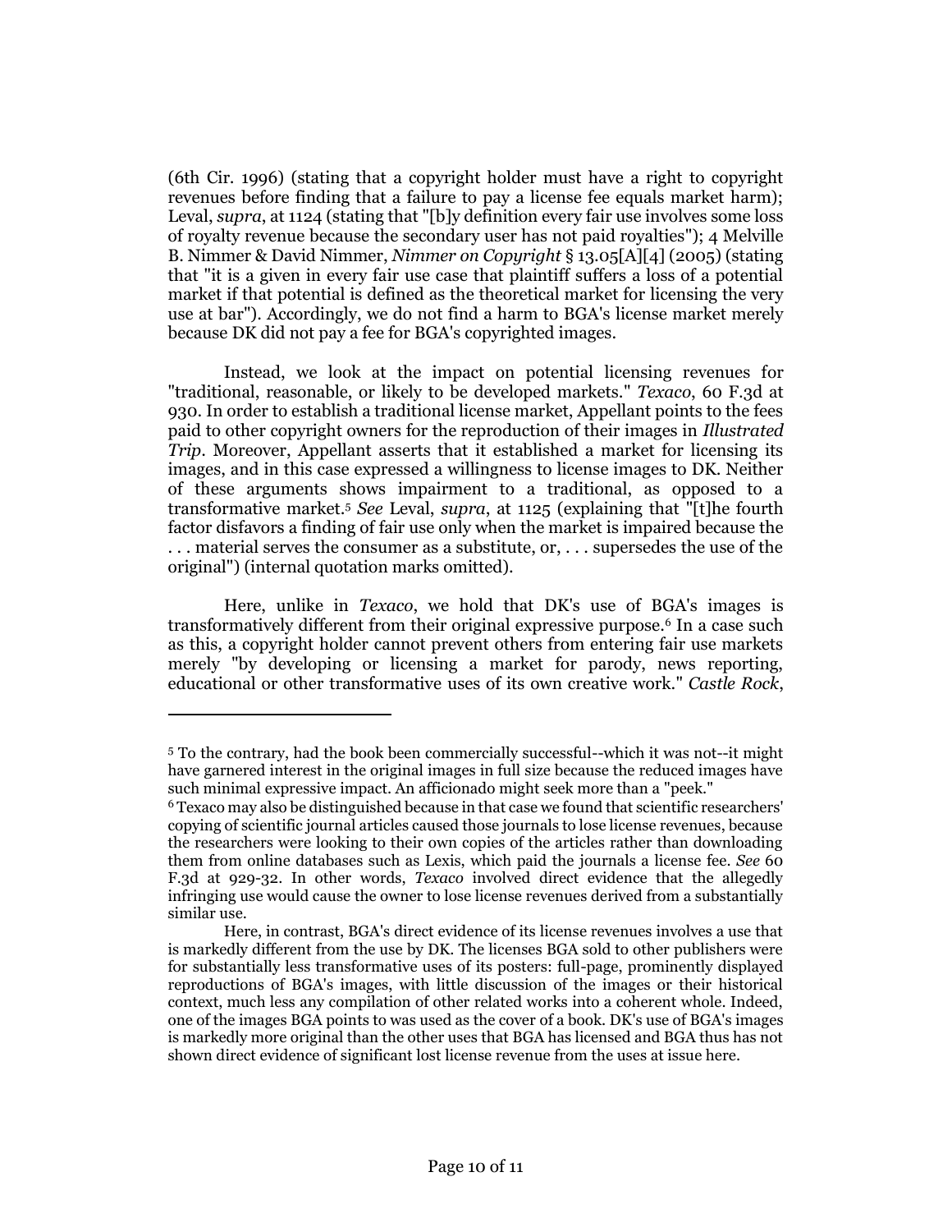(6th Cir. 1996) (stating that a copyright holder must have a right to copyright revenues before finding that a failure to pay a license fee equals market harm); Leval, *supra*, at 1124 (stating that "[b]y definition every fair use involves some loss of royalty revenue because the secondary user has not paid royalties"); 4 Melville B. Nimmer & David Nimmer, *Nimmer on Copyright* § 13.05[A][4] (2005) (stating that "it is a given in every fair use case that plaintiff suffers a loss of a potential market if that potential is defined as the theoretical market for licensing the very use at bar"). Accordingly, we do not find a harm to BGA's license market merely because DK did not pay a fee for BGA's copyrighted images.

Instead, we look at the impact on potential licensing revenues for "traditional, reasonable, or likely to be developed markets." *Texaco*, 60 F.3d at 930. In order to establish a traditional license market, Appellant points to the fees paid to other copyright owners for the reproduction of their images in *Illustrated Trip*. Moreover, Appellant asserts that it established a market for licensing its images, and in this case expressed a willingness to license images to DK. Neither of these arguments shows impairment to a traditional, as opposed to a transformative market.[5] *See* Leval, *supra*, at 1125 (explaining that "[t]he fourth factor disfavors a finding of fair use only when the market is impaired because the . . . material serves the consumer as a substitute, or, . . . supersedes the use of the original") (internal quotation marks omitted).

Here, unlike in *Texaco*, we hold that DK's use of BGA's images is transformatively different from their original expressive purpose.[6] In a case such as this, a copyright holder cannot prevent others from entering fair use markets merely "by developing or licensing a market for parody, news reporting, educational or other transformative uses of its own creative work." *Castle Rock*,

---

[5] To the contrary, had the book been commercially successful--which it was not--it might have garnered interest in the original images in full size because the reduced images have such minimal expressive impact. An afficionado might seek more than a "peek."

[6] Texaco may also be distinguished because in that case we found that scientific researchers' copying of scientific journal articles caused those journals to lose license revenues, because the researchers were looking to their own copies of the articles rather than downloading them from online databases such as Lexis, which paid the journals a license fee. *See* 60 F.3d at 929-32. In other words, *Texaco* involved direct evidence that the allegedly infringing use would cause the owner to lose license revenues derived from a substantially similar use.

Here, in contrast, BGA's direct evidence of its license revenues involves a use that is markedly different from the use by DK. The licenses BGA sold to other publishers were for substantially less transformative uses of its posters: full-page, prominently displayed reproductions of BGA's images, with little discussion of the images or their historical context, much less any compilation of other related works into a coherent whole. Indeed, one of the images BGA points to was used as the cover of a book. DK's use of BGA's images is markedly more original than the other uses that BGA has licensed and BGA thus has not shown direct evidence of significant lost license revenue from the uses at issue here.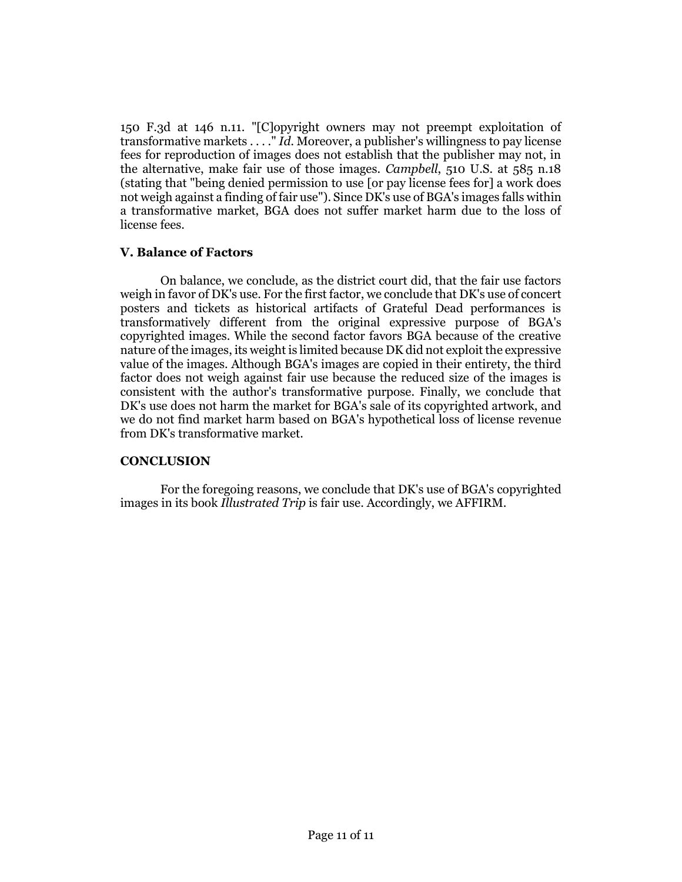150 F.3d at 146 n.11. "[C]opyright owners may not preempt exploitation of transformative markets . . . ." *Id.* Moreover, a publisher's willingness to pay license fees for reproduction of images does not establish that the publisher may not, in the alternative, make fair use of those images. *Campbell*, 510 U.S. at 585 n.18 (stating that "being denied permission to use [or pay license fees for] a work does not weigh against a finding of fair use"). Since DK's use of BGA's images falls within a transformative market, BGA does not suffer market harm due to the loss of license fees.

### V. Balance of Factors

On balance, we conclude, as the district court did, that the fair use factors weigh in favor of DK's use. For the first factor, we conclude that DK's use of concert posters and tickets as historical artifacts of Grateful Dead performances is transformatively different from the original expressive purpose of BGA's copyrighted images. While the second factor favors BGA because of the creative nature of the images, its weight is limited because DK did not exploit the expressive value of the images. Although BGA's images are copied in their entirety, the third factor does not weigh against fair use because the reduced size of the images is consistent with the author's transformative purpose. Finally, we conclude that DK's use does not harm the market for BGA's sale of its copyrighted artwork, and we do not find market harm based on BGA's hypothetical loss of license revenue from DK's transformative market.

## CONCLUSION

For the foregoing reasons, we conclude that DK's use of BGA's copyrighted images in its book *Illustrated Trip* is fair use. Accordingly, we AFFIRM.